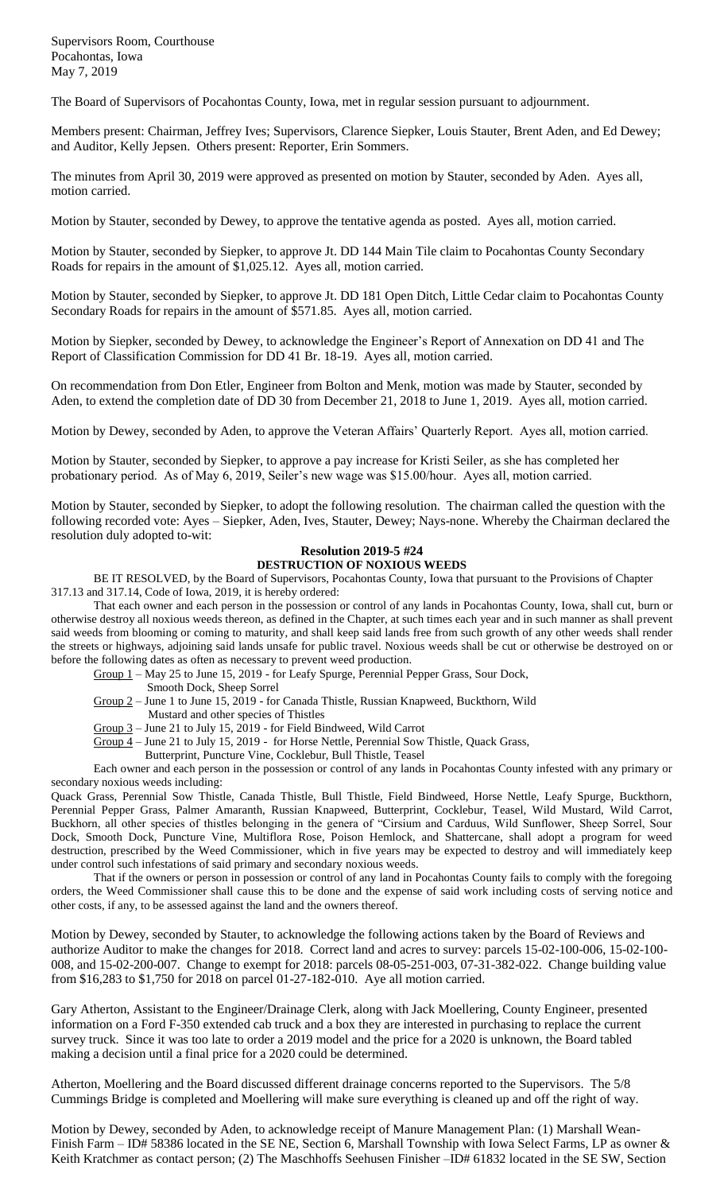Supervisors Room, Courthouse
Pocahontas, Iowa
May 7, 2019

The Board of Supervisors of Pocahontas County, Iowa, met in regular session pursuant to adjournment.

Members present: Chairman, Jeffrey Ives; Supervisors, Clarence Siepker, Louis Stauter, Brent Aden, and Ed Dewey; and Auditor, Kelly Jepsen. Others present: Reporter, Erin Sommers.

The minutes from April 30, 2019 were approved as presented on motion by Stauter, seconded by Aden. Ayes all, motion carried.

Motion by Stauter, seconded by Dewey, to approve the tentative agenda as posted. Ayes all, motion carried.

Motion by Stauter, seconded by Siepker, to approve Jt. DD 144 Main Tile claim to Pocahontas County Secondary Roads for repairs in the amount of $1,025.12. Ayes all, motion carried.

Motion by Stauter, seconded by Siepker, to approve Jt. DD 181 Open Ditch, Little Cedar claim to Pocahontas County Secondary Roads for repairs in the amount of $571.85. Ayes all, motion carried.

Motion by Siepker, seconded by Dewey, to acknowledge the Engineer's Report of Annexation on DD 41 and The Report of Classification Commission for DD 41 Br. 18-19. Ayes all, motion carried.

On recommendation from Don Etler, Engineer from Bolton and Menk, motion was made by Stauter, seconded by Aden, to extend the completion date of DD 30 from December 21, 2018 to June 1, 2019. Ayes all, motion carried.

Motion by Dewey, seconded by Aden, to approve the Veteran Affairs' Quarterly Report. Ayes all, motion carried.

Motion by Stauter, seconded by Siepker, to approve a pay increase for Kristi Seiler, as she has completed her probationary period. As of May 6, 2019, Seiler's new wage was $15.00/hour. Ayes all, motion carried.

Motion by Stauter, seconded by Siepker, to adopt the following resolution. The chairman called the question with the following recorded vote: Ayes – Siepker, Aden, Ives, Stauter, Dewey; Nays-none. Whereby the Chairman declared the resolution duly adopted to-wit:

**Resolution 2019-5 #24**
**DESTRUCTION OF NOXIOUS WEEDS**

BE IT RESOLVED, by the Board of Supervisors, Pocahontas County, Iowa that pursuant to the Provisions of Chapter 317.13 and 317.14, Code of Iowa, 2019, it is hereby ordered:

That each owner and each person in the possession or control of any lands in Pocahontas County, Iowa, shall cut, burn or otherwise destroy all noxious weeds thereon, as defined in the Chapter, at such times each year and in such manner as shall prevent said weeds from blooming or coming to maturity, and shall keep said lands free from such growth of any other weeds shall render the streets or highways, adjoining said lands unsafe for public travel. Noxious weeds shall be cut or otherwise be destroyed on or before the following dates as often as necessary to prevent weed production.

Group 1 – May 25 to June 15, 2019 - for Leafy Spurge, Perennial Pepper Grass, Sour Dock, Smooth Dock, Sheep Sorrel
Group 2 – June 1 to June 15, 2019 - for Canada Thistle, Russian Knapweed, Buckthorn, Wild Mustard and other species of Thistles
Group 3 – June 21 to July 15, 2019 - for Field Bindweed, Wild Carrot
Group 4 – June 21 to July 15, 2019 - for Horse Nettle, Perennial Sow Thistle, Quack Grass, Butterprint, Puncture Vine, Cocklebur, Bull Thistle, Teasel

Each owner and each person in the possession or control of any lands in Pocahontas County infested with any primary or secondary noxious weeds including:

Quack Grass, Perennial Sow Thistle, Canada Thistle, Bull Thistle, Field Bindweed, Horse Nettle, Leafy Spurge, Buckthorn, Perennial Pepper Grass, Palmer Amaranth, Russian Knapweed, Butterprint, Cocklebur, Teasel, Wild Mustard, Wild Carrot, Buckhorn, all other species of thistles belonging in the genera of "Cirsium and Carduus, Wild Sunflower, Sheep Sorrel, Sour Dock, Smooth Dock, Puncture Vine, Multiflora Rose, Poison Hemlock, and Shattercane, shall adopt a program for weed destruction, prescribed by the Weed Commissioner, which in five years may be expected to destroy and will immediately keep under control such infestations of said primary and secondary noxious weeds.

That if the owners or person in possession or control of any land in Pocahontas County fails to comply with the foregoing orders, the Weed Commissioner shall cause this to be done and the expense of said work including costs of serving notice and other costs, if any, to be assessed against the land and the owners thereof.

Motion by Dewey, seconded by Stauter, to acknowledge the following actions taken by the Board of Reviews and authorize Auditor to make the changes for 2018. Correct land and acres to survey: parcels 15-02-100-006, 15-02-100-008, and 15-02-200-007. Change to exempt for 2018: parcels 08-05-251-003, 07-31-382-022. Change building value from $16,283 to $1,750 for 2018 on parcel 01-27-182-010. Aye all motion carried.

Gary Atherton, Assistant to the Engineer/Drainage Clerk, along with Jack Moellering, County Engineer, presented information on a Ford F-350 extended cab truck and a box they are interested in purchasing to replace the current survey truck. Since it was too late to order a 2019 model and the price for a 2020 is unknown, the Board tabled making a decision until a final price for a 2020 could be determined.

Atherton, Moellering and the Board discussed different drainage concerns reported to the Supervisors. The 5/8 Cummings Bridge is completed and Moellering will make sure everything is cleaned up and off the right of way.

Motion by Dewey, seconded by Aden, to acknowledge receipt of Manure Management Plan: (1) Marshall Wean-Finish Farm – ID# 58386 located in the SE NE, Section 6, Marshall Township with Iowa Select Farms, LP as owner & Keith Kratchmer as contact person; (2) The Maschhoffs Seehusen Finisher –ID# 61832 located in the SE SW, Section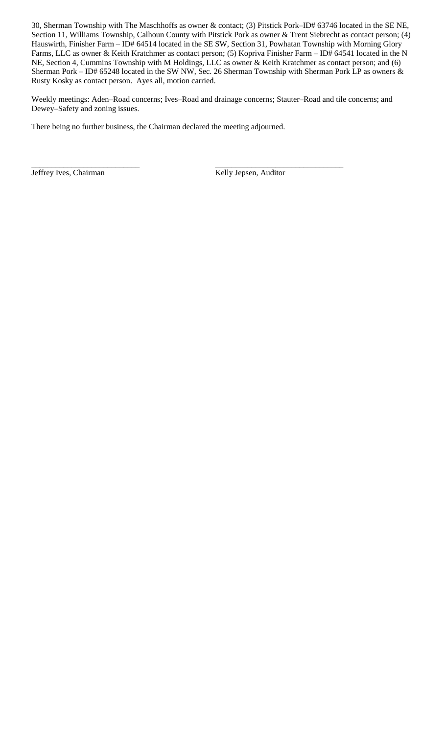30, Sherman Township with The Maschhoffs as owner & contact; (3) Pitstick Pork–ID# 63746 located in the SE NE, Section 11, Williams Township, Calhoun County with Pitstick Pork as owner & Trent Siebrecht as contact person; (4) Hauswirth, Finisher Farm – ID# 64514 located in the SE SW, Section 31, Powhatan Township with Morning Glory Farms, LLC as owner & Keith Kratchmer as contact person; (5) Kopriva Finisher Farm – ID# 64541 located in the N NE, Section 4, Cummins Township with M Holdings, LLC as owner & Keith Kratchmer as contact person; and (6) Sherman Pork – ID# 65248 located in the SW NW, Sec. 26 Sherman Township with Sherman Pork LP as owners & Rusty Kosky as contact person. Ayes all, motion carried.

Weekly meetings: Aden–Road concerns; Ives–Road and drainage concerns; Stauter–Road and tile concerns; and Dewey–Safety and zoning issues.

There being no further business, the Chairman declared the meeting adjourned.

___________________________ ________________________________

Jeffrey Ives, Chairman Kelly Jepsen, Auditor